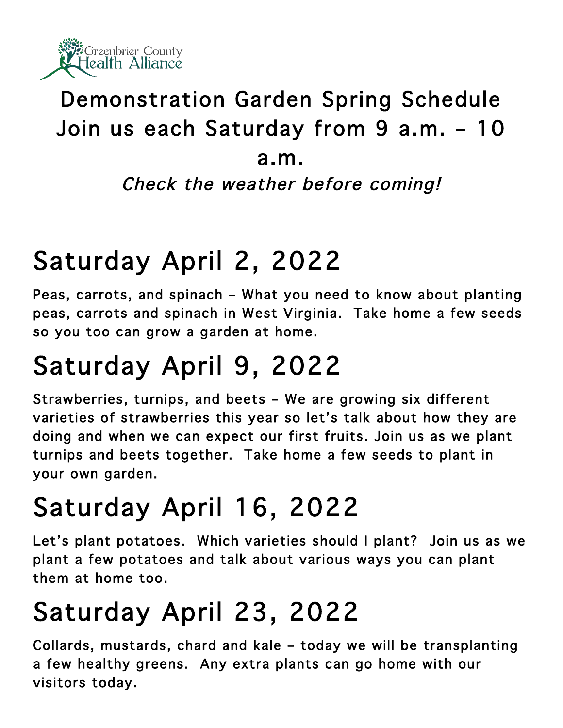Greenbrier County Health Alliance

# Demonstration Garden Spring Schedule
# Join us each Saturday from 9 a.m. – 10 a.m.

*Check the weather before coming!*

## Saturday April 2, 2022

Peas, carrots, and spinach – What you need to know about planting peas, carrots and spinach in West Virginia. Take home a few seeds so you too can grow a garden at home.

## Saturday April 9, 2022

Strawberries, turnips, and beets – We are growing six different varieties of strawberries this year so let's talk about how they are doing and when we can expect our first fruits. Join us as we plant turnips and beets together. Take home a few seeds to plant in your own garden.

## Saturday April 16, 2022

Let's plant potatoes. Which varieties should I plant? Join us as we plant a few potatoes and talk about various ways you can plant them at home too.

## Saturday April 23, 2022

Collards, mustards, chard and kale – today we will be transplanting a few healthy greens. Any extra plants can go home with our visitors today.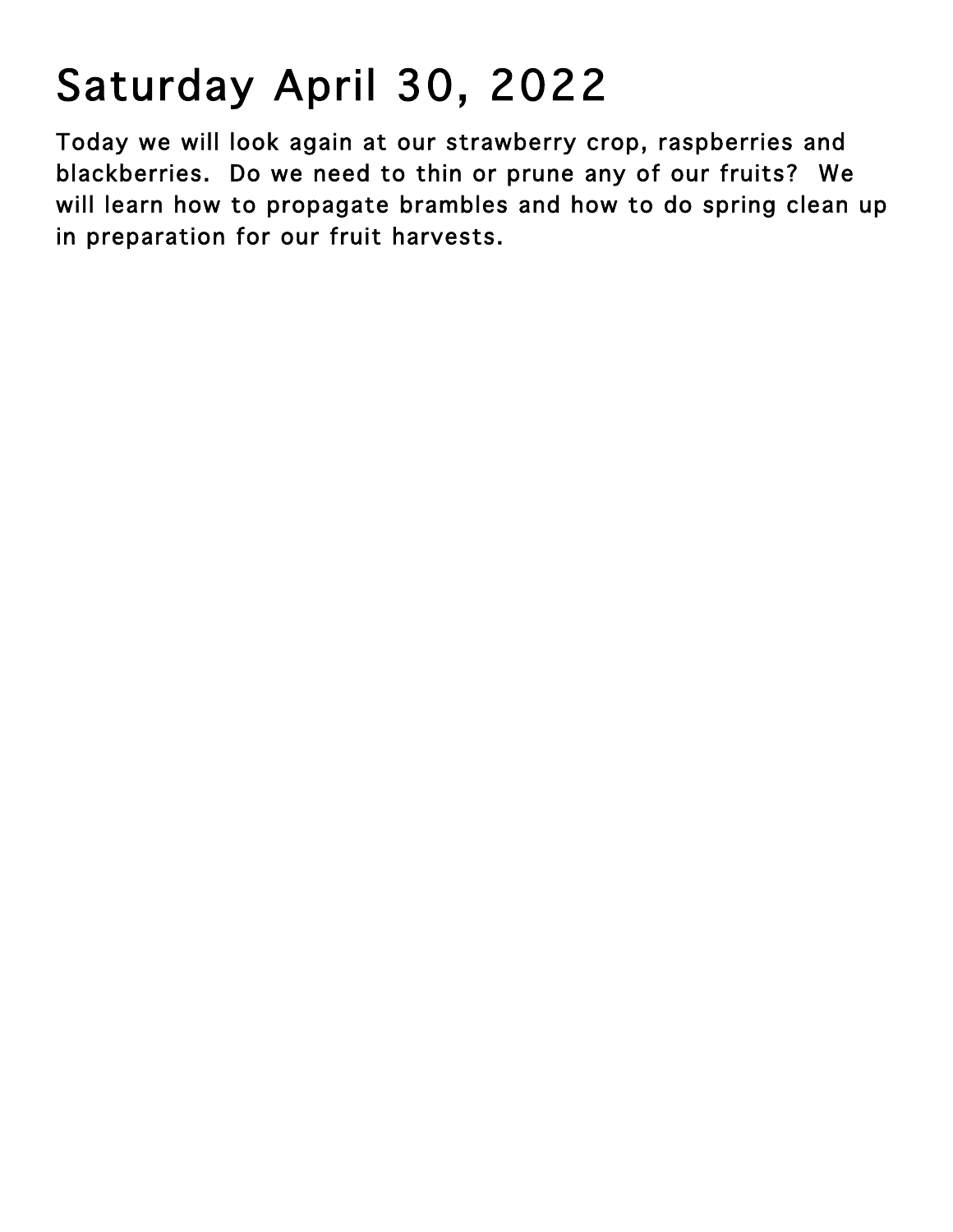# Saturday April 30, 2022

Today we will look again at our strawberry crop, raspberries and blackberries. Do we need to thin or prune any of our fruits? We will learn how to propagate brambles and how to do spring clean up in preparation for our fruit harvests.